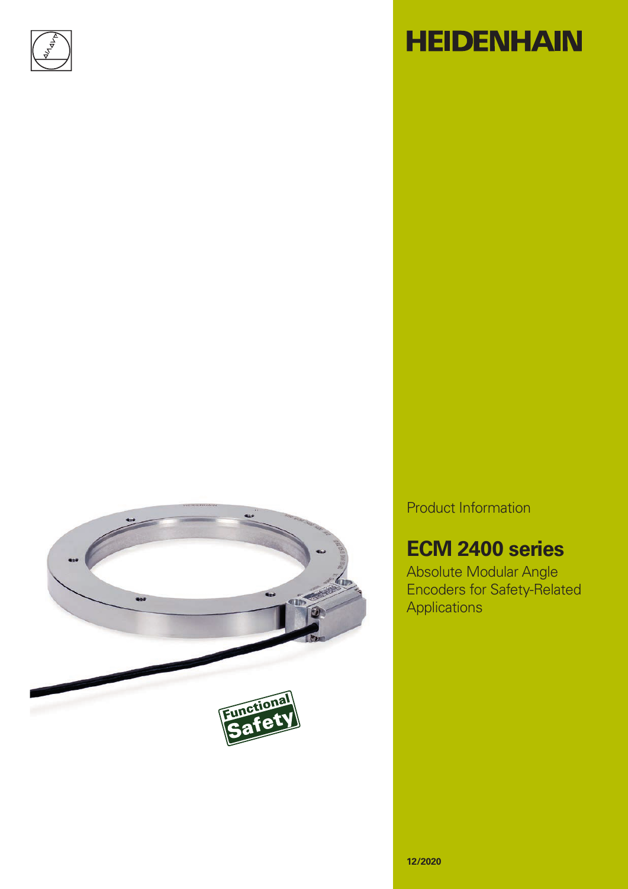# HEIDENHAIN

Product Information

## ECM 2400 series

Absolute Modular Angle Encoders for Safety-Related Applications

Functional Safety

**12/2020**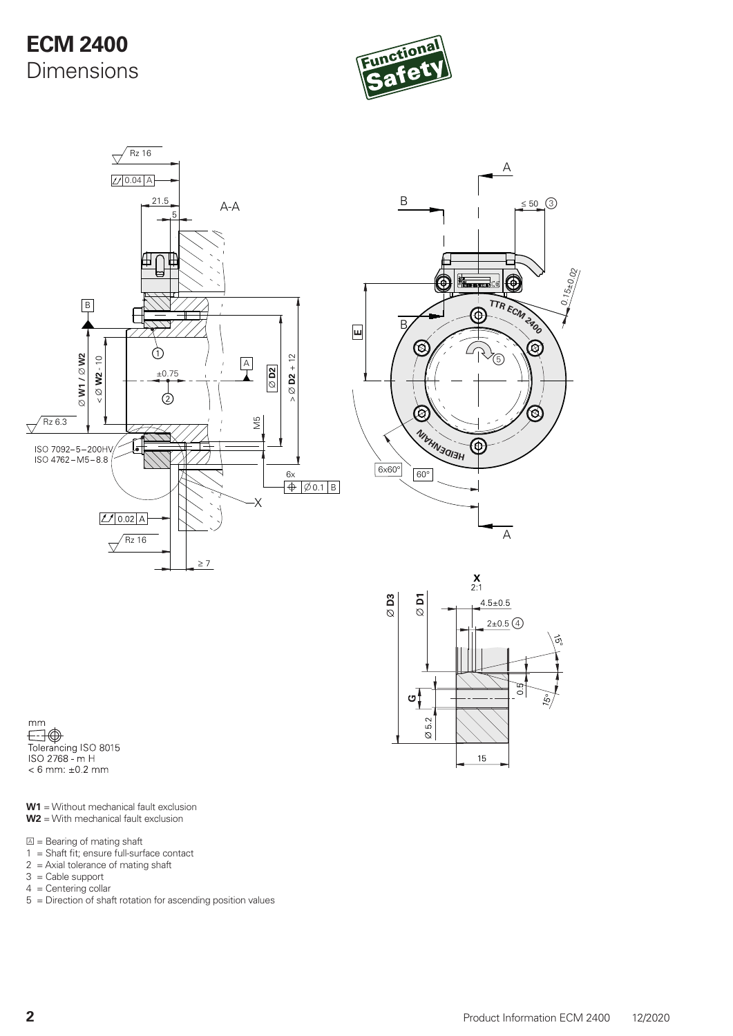# ECM 2400
## Dimensions

mm
Tolerancing ISO 8015
ISO 2768 - m H
< 6 mm: ±0.2 mm

**W1** = Without mechanical fault exclusion
**W2** = With mechanical fault exclusion

A = Bearing of mating shaft
1 = Shaft fit; ensure full-surface contact
2 = Axial tolerance of mating shaft
3 = Cable support
4 = Centering collar
5 = Direction of shaft rotation for ascending position values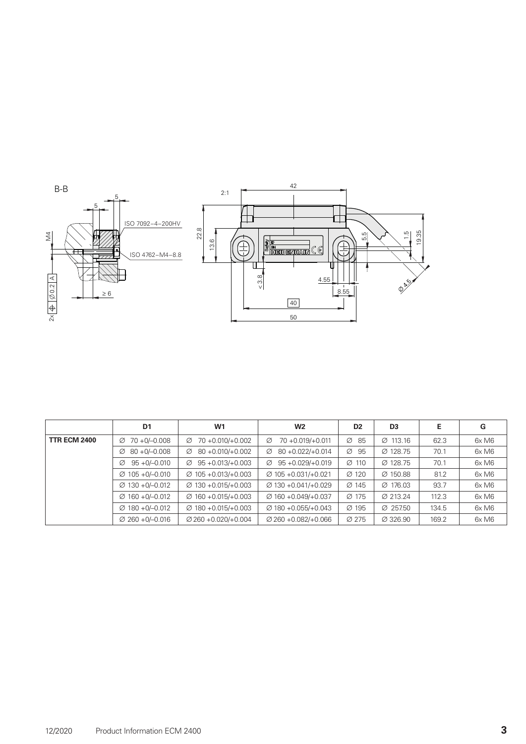|  | D1 | W1 | W2 | D2 | D3 | E | G |
|---|---|---|---|---|---|---|---|
| **TTR ECM 2400** | ∅ 70 +0/–0.008 | ∅ 70 +0.010/+0.002 | ∅ 70 +0.019/+0.011 | ∅ 85 | ∅ 113.16 | 62.3 | 6x M6 |
|  | ∅ 80 +0/–0.008 | ∅ 80 +0.010/+0.002 | ∅ 80 +0.022/+0.014 | ∅ 95 | ∅ 128.75 | 70.1 | 6x M6 |
|  | ∅ 95 +0/–0.010 | ∅ 95 +0.013/+0.003 | ∅ 95 +0.029/+0.019 | ∅ 110 | ∅ 128.75 | 70.1 | 6x M6 |
|  | ∅ 105 +0/–0.010 | ∅ 105 +0.013/+0.003 | ∅ 105 +0.031/+0.021 | ∅ 120 | ∅ 150.88 | 81.2 | 6x M6 |
|  | ∅ 130 +0/–0.012 | ∅ 130 +0.015/+0.003 | ∅ 130 +0.041/+0.029 | ∅ 145 | ∅ 176.03 | 93.7 | 6x M6 |
|  | ∅ 160 +0/–0.012 | ∅ 160 +0.015/+0.003 | ∅ 160 +0.049/+0.037 | ∅ 175 | ∅ 213.24 | 112.3 | 6x M6 |
|  | ∅ 180 +0/–0.012 | ∅ 180 +0.015/+0.003 | ∅ 180 +0.055/+0.043 | ∅ 195 | ∅ 257.50 | 134.5 | 6x M6 |
|  | ∅ 260 +0/–0.016 | ∅ 260 +0.020/+0.004 | ∅ 260 +0.082/+0.066 | ∅ 275 | ∅ 326.90 | 169.2 | 6x M6 |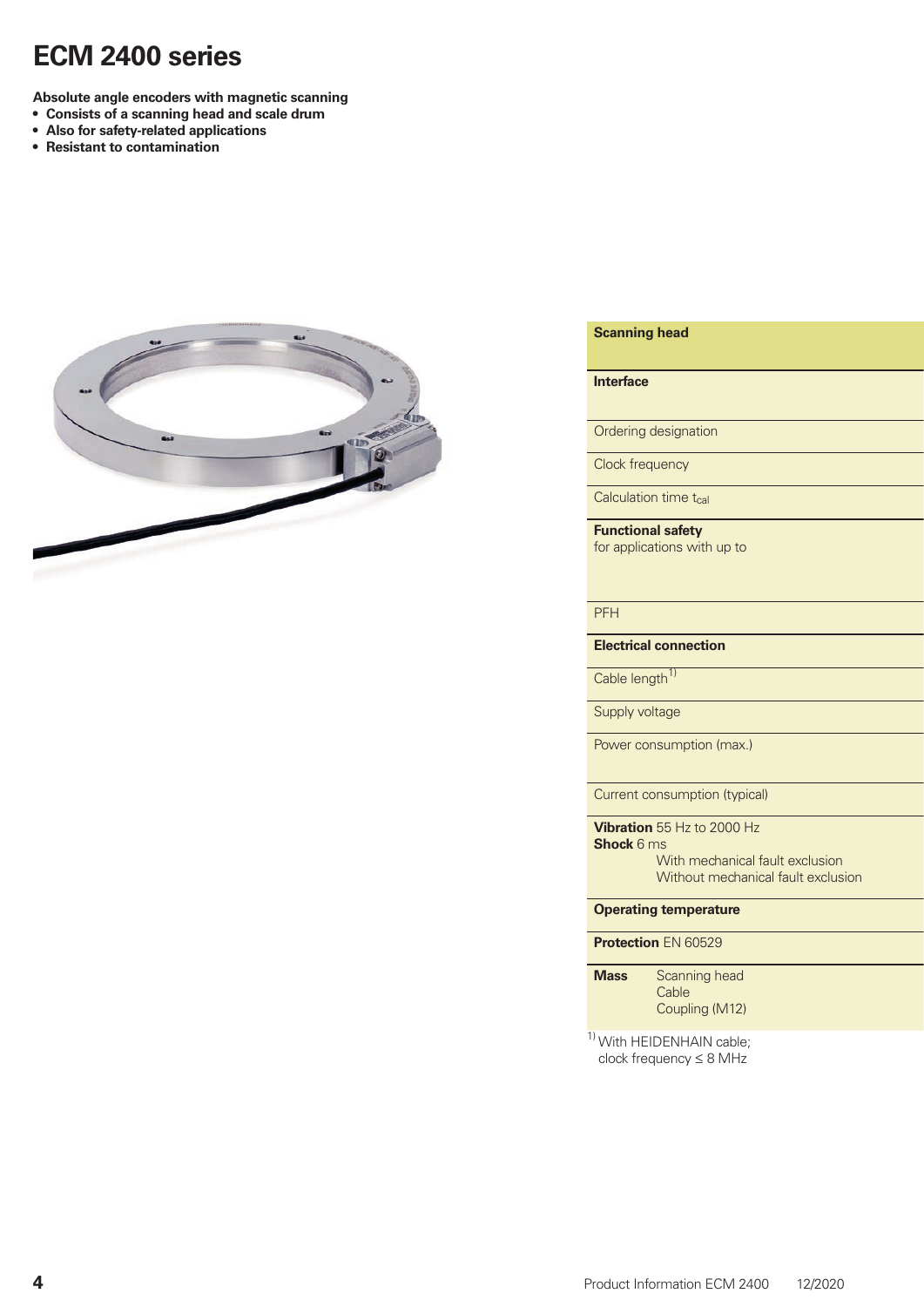# ECM 2400 series

**Absolute angle encoders with magnetic scanning**

- **Consists of a scanning head and scale drum**
- **Also for safety-related applications**
- **Resistant to contamination**

| **Scanning head** |
|---|
| **Interface** |
| Ordering designation |
| Clock frequency |
| Calculation time $t_{cal}$ |
| **Functional safety** for applications with up to |
| PFH |
| **Electrical connection** |
| Cable length[1] |
| Supply voltage |
| Power consumption (max.) |
| Current consumption (typical) |
| **Vibration** 55 Hz to 2000 Hz<br>**Shock** 6 ms<br>With mechanical fault exclusion<br>Without mechanical fault exclusion |
| **Operating temperature** |
| **Protection** EN 60529 |
| **Mass** Scanning head<br>Cable<br>Coupling (M12) |

[1] With HEIDENHAIN cable; clock frequency ≤ 8 MHz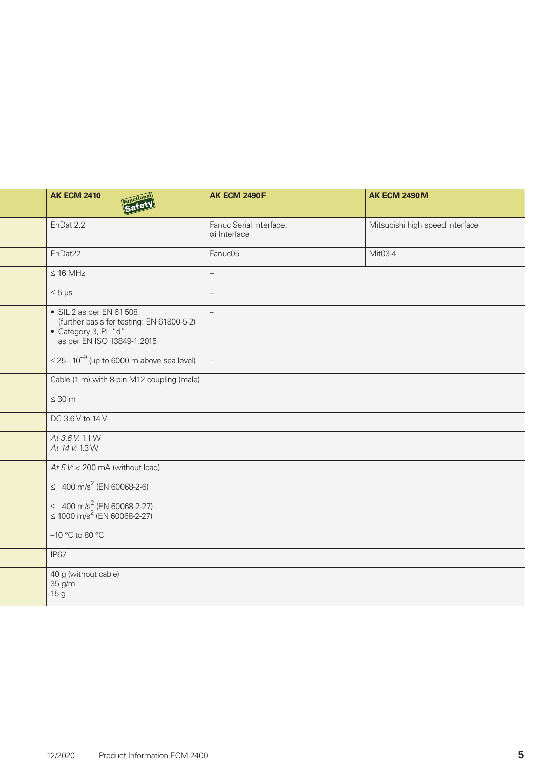| | AK ECM 2410 Functional Safety | AK ECM 2490F | AK ECM 2490M |
|---|---|---|---|
| | EnDat 2.2 | Fanuc Serial Interface; αi Interface | Mitsubishi high speed interface |
| | EnDat22 | Fanuc05 | Mit03-4 |
| | ≤ 16 MHz | – | |
| | ≤ 5 µs | – | |
| | • SIL 2 as per EN 61 508 (further basis for testing: EN 61800-5-2)<br>• Category 3, PL "d" as per EN ISO 13849-1:2015 | – | |
| | $\leq 25 \cdot 10^{-9}$ (up to 6000 m above sea level) | – | |
| | Cable (1 m) with 8-pin M12 coupling (male) | | |
| | ≤ 30 m | | |
| | DC 3.6 V to 14 V | | |
| | *At 3.6 V:* 1.1 W<br>*At 14 V:* 1.3 W | | |
| | *At 5 V:* < 200 mA (without load) | | |
| | ≤ 400 m/s² (EN 60068-2-6)<br><br>≤ 400 m/s² (EN 60068-2-27)<br>≤ 1000 m/s² (EN 60068-2-27) | | |
| | –10 °C to 80 °C | | |
| | IP67 | | |
| | 40 g (without cable)<br>35 g/m<br>15 g | | |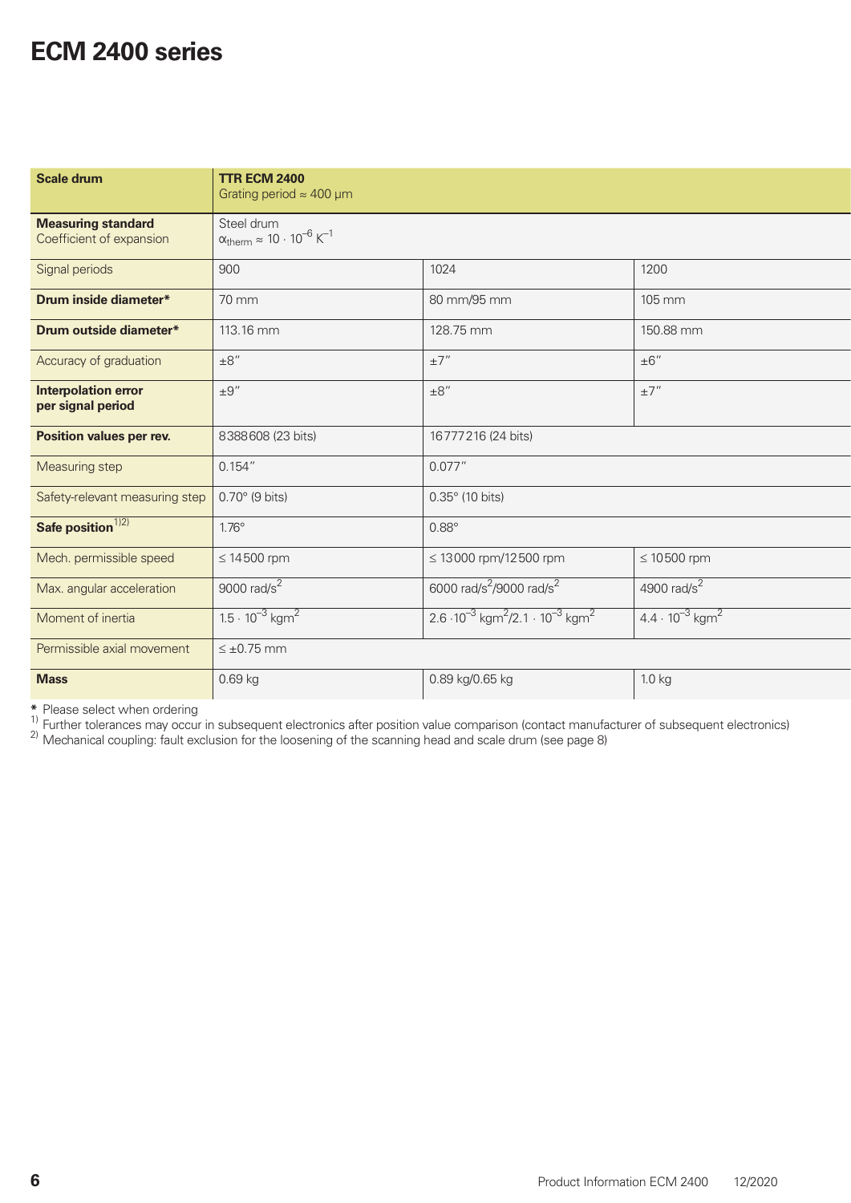# ECM 2400 series

| **Scale drum** | **TTR ECM 2400**<br>Grating period ≈ 400 µm | | |
|---|---|---|---|
| **Measuring standard**<br>Coefficient of expansion | Steel drum<br>$\alpha_{therm} \approx 10 \cdot 10^{-6}\ K^{-1}$ | | |
| Signal periods | 900 | 1024 | 1200 |
| **Drum inside diameter*** | 70 mm | 80 mm/95 mm | 105 mm |
| **Drum outside diameter*** | 113.16 mm | 128.75 mm | 150.88 mm |
| Accuracy of graduation | ±8″ | ±7″ | ±6″ |
| **Interpolation error per signal period** | ±9″ | ±8″ | ±7″ |
| **Position values per rev.** | 8388608 (23 bits) | 16777216 (24 bits) | |
| Measuring step | 0.154″ | 0.077″ | |
| Safety-relevant measuring step | 0.70° (9 bits) | 0.35° (10 bits) | |
| **Safe position**[1)2)] | 1.76° | 0.88° | |
| Mech. permissible speed | ≤ 14500 rpm | ≤ 13000 rpm/12500 rpm | ≤ 10500 rpm |
| Max. angular acceleration | 9000 rad/s$^2$ | 6000 rad/s$^2$/9000 rad/s$^2$ | 4900 rad/s$^2$ |
| Moment of inertia | $1.5 \cdot 10^{-3}$ kgm$^2$ | $2.6 \cdot 10^{-3}$ kgm$^2$/$2.1 \cdot 10^{-3}$ kgm$^2$ | $4.4 \cdot 10^{-3}$ kgm$^2$ |
| Permissible axial movement | ≤ ±0.75 mm | | |
| **Mass** | 0.69 kg | 0.89 kg/0.65 kg | 1.0 kg |

**\*** Please select when ordering
[1)] Further tolerances may occur in subsequent electronics after position value comparison (contact manufacturer of subsequent electronics)
[2)] Mechanical coupling: fault exclusion for the loosening of the scanning head and scale drum (see page 8)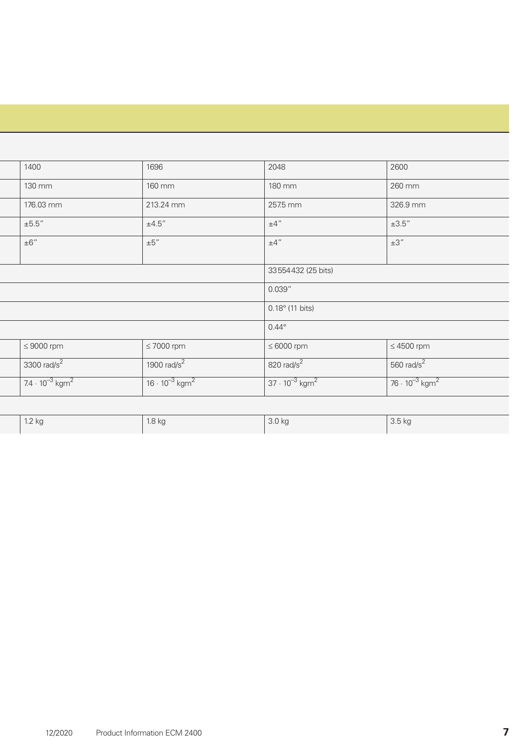| | | | | |
|---|---|---|---|---|
| | 1400 | 1696 | 2048 | 2600 |
| | 130 mm | 160 mm | 180 mm | 260 mm |
| | 176.03 mm | 213.24 mm | 257.5 mm | 326.9 mm |
| | ±5.5″ | ±4.5″ | ±4″ | ±3.5″ |
| | ±6″ | ±5″ | ±4″ | ±3″ |
| | | | 33 554 432 (25 bits) | |
| | | | 0.039″ | |
| | | | 0.18° (11 bits) | |
| | | | 0.44° | |
| | ≤ 9000 rpm | ≤ 7000 rpm | ≤ 6000 rpm | ≤ 4500 rpm |
| | 3300 rad/s$^2$ | 1900 rad/s$^2$ | 820 rad/s$^2$ | 560 rad/s$^2$ |
| | $7.4 \cdot 10^{-3}$ kgm$^2$ | $16 \cdot 10^{-3}$ kgm$^2$ | $37 \cdot 10^{-3}$ kgm$^2$ | $76 \cdot 10^{-3}$ kgm$^2$ |
| | | | | |
| | 1.2 kg | 1.8 kg | 3.0 kg | 3.5 kg |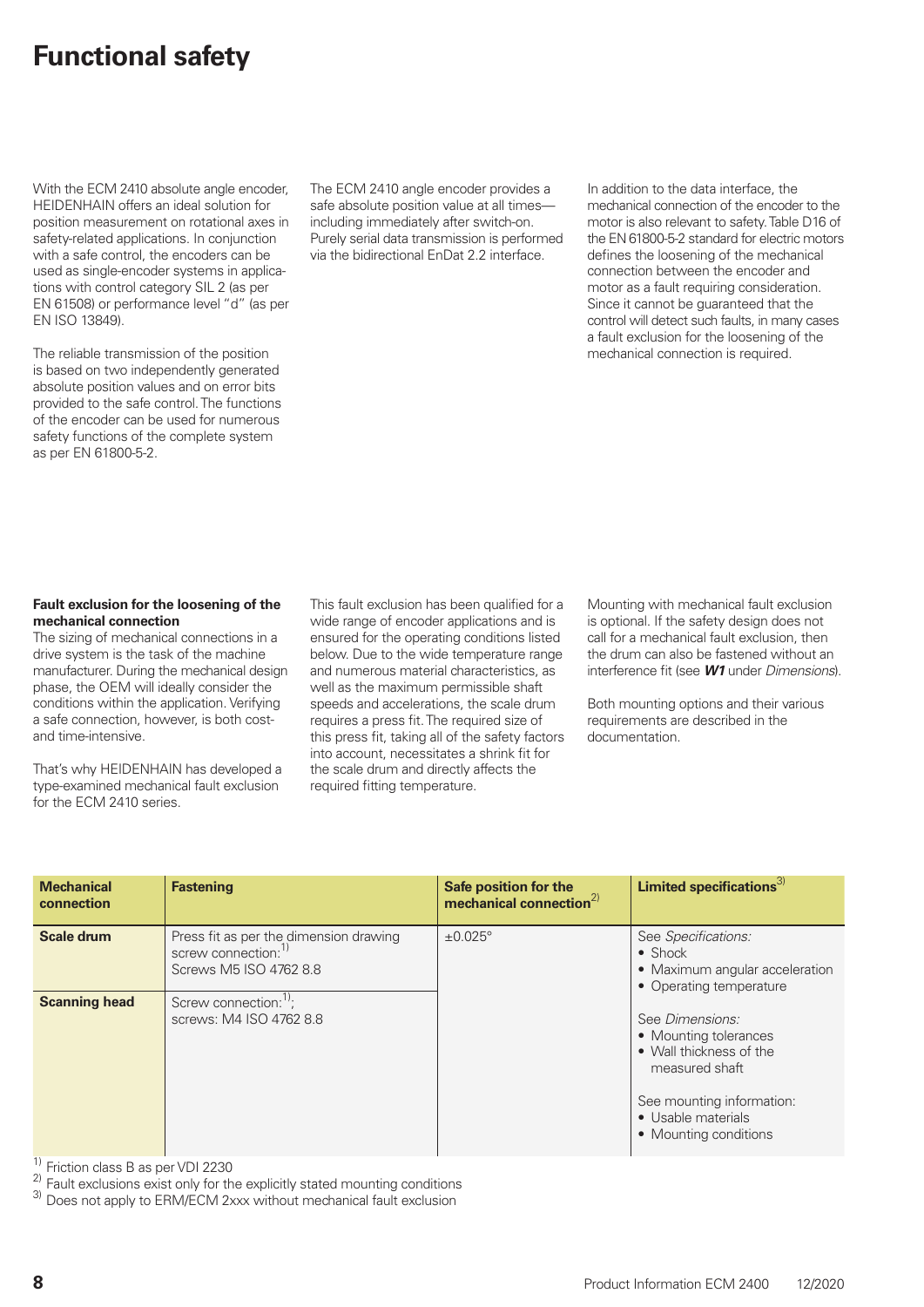# Functional safety

With the ECM 2410 absolute angle encoder, HEIDENHAIN offers an ideal solution for position measurement on rotational axes in safety-related applications. In conjunction with a safe control, the encoders can be used as single-encoder systems in applications with control category SIL 2 (as per EN 61508) or performance level "d" (as per EN ISO 13849).

The reliable transmission of the position is based on two independently generated absolute position values and on error bits provided to the safe control. The functions of the encoder can be used for numerous safety functions of the complete system as per EN 61800-5-2.

The ECM 2410 angle encoder provides a safe absolute position value at all times—including immediately after switch-on. Purely serial data transmission is performed via the bidirectional EnDat 2.2 interface.

In addition to the data interface, the mechanical connection of the encoder to the motor is also relevant to safety. Table D16 of the EN 61800-5-2 standard for electric motors defines the loosening of the mechanical connection between the encoder and motor as a fault requiring consideration. Since it cannot be guaranteed that the control will detect such faults, in many cases a fault exclusion for the loosening of the mechanical connection is required.

**Fault exclusion for the loosening of the mechanical connection**
The sizing of mechanical connections in a drive system is the task of the machine manufacturer. During the mechanical design phase, the OEM will ideally consider the conditions within the application. Verifying a safe connection, however, is both cost- and time-intensive.

That's why HEIDENHAIN has developed a type-examined mechanical fault exclusion for the ECM 2410 series.

This fault exclusion has been qualified for a wide range of encoder applications and is ensured for the operating conditions listed below. Due to the wide temperature range and numerous material characteristics, as well as the maximum permissible shaft speeds and accelerations, the scale drum requires a press fit. The required size of this press fit, taking all of the safety factors into account, necessitates a shrink fit for the scale drum and directly affects the required fitting temperature.

Mounting with mechanical fault exclusion is optional. If the safety design does not call for a mechanical fault exclusion, then the drum can also be fastened without an interference fit (see ***W1*** under *Dimensions*).

Both mounting options and their various requirements are described in the documentation.

| Mechanical connection | Fastening | Safe position for the mechanical connection[2] | Limited specifications[3] |
|---|---|---|---|
| **Scale drum** | Press fit as per the dimension drawing screw connection:[1] Screws M5 ISO 4762 8.8 | ±0.025° | See *Specifications:* • Shock • Maximum angular acceleration • Operating temperature See *Dimensions:* • Mounting tolerances • Wall thickness of the measured shaft See mounting information: • Usable materials • Mounting conditions |
| **Scanning head** | Screw connection:[1]; screws: M4 ISO 4762 8.8 | | |

[1] Friction class B as per VDI 2230
[2] Fault exclusions exist only for the explicitly stated mounting conditions
[3] Does not apply to ERM/ECM 2xxx without mechanical fault exclusion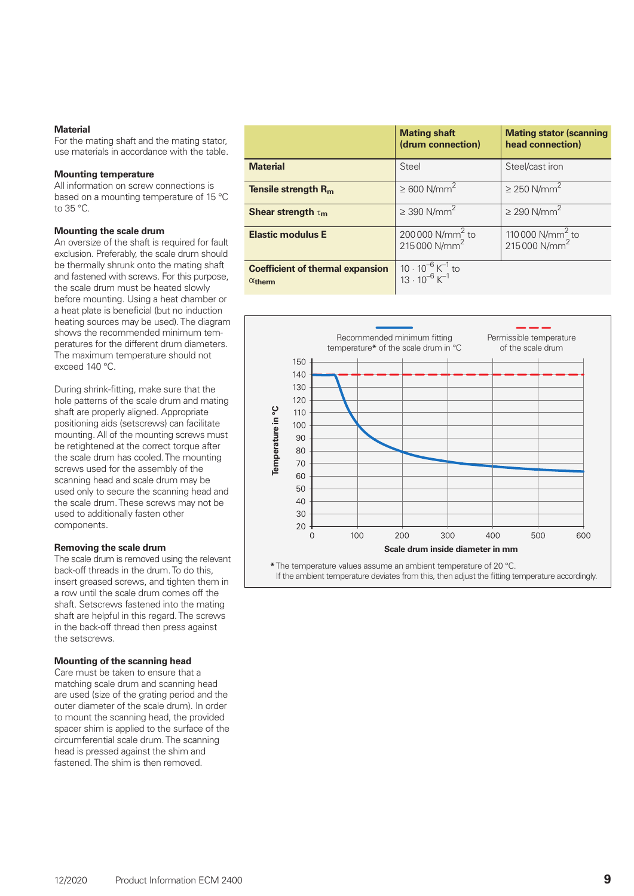### Material

For the mating shaft and the mating stator, use materials in accordance with the table.

### Mounting temperature

All information on screw connections is based on a mounting temperature of 15 °C to 35 °C.

### Mounting the scale drum

An oversize of the shaft is required for fault exclusion. Preferably, the scale drum should be thermally shrunk onto the mating shaft and fastened with screws. For this purpose, the scale drum must be heated slowly before mounting. Using a heat chamber or a heat plate is beneficial (but no induction heating sources may be used). The diagram shows the recommended minimum temperatures for the different drum diameters. The maximum temperature should not exceed 140 °C.

During shrink-fitting, make sure that the hole patterns of the scale drum and mating shaft are properly aligned. Appropriate positioning aids (setscrews) can facilitate mounting. All of the mounting screws must be retightened at the correct torque after the scale drum has cooled. The mounting screws used for the assembly of the scanning head and scale drum may be used only to secure the scanning head and the scale drum. These screws may not be used to additionally fasten other components.

### Removing the scale drum

The scale drum is removed using the relevant back-off threads in the drum. To do this, insert greased screws, and tighten them in a row until the scale drum comes off the shaft. Setscrews fastened into the mating shaft are helpful in this regard. The screws in the back-off thread then press against the setscrews.

### Mounting of the scanning head

Care must be taken to ensure that a matching scale drum and scanning head are used (size of the grating period and the outer diameter of the scale drum). In order to mount the scanning head, the provided spacer shim is applied to the surface of the circumferential scale drum. The scanning head is pressed against the shim and fastened. The shim is then removed.

| | **Mating shaft (drum connection)** | **Mating stator (scanning head connection)** |
|---|---|---|
| **Material** | Steel | Steel/cast iron |
| **Tensile strength $R_m$** | $\geq$ 600 N/mm$^2$ | $\geq$ 250 N/mm$^2$ |
| **Shear strength $\tau_m$** | $\geq$ 390 N/mm$^2$ | $\geq$ 290 N/mm$^2$ |
| **Elastic modulus E** | 200 000 N/mm$^2$ to 215 000 N/mm$^2$ | 110 000 N/mm$^2$ to 215 000 N/mm$^2$ |
| **Coefficient of thermal expansion $\alpha_{therm}$** | $10 \cdot 10^{-6}$ K$^{-1}$ to $13 \cdot 10^{-6}$ K$^{-1}$ | |

Recommended minimum fitting temperature* of the scale drum in °C — Permissible temperature of the scale drum

Temperature in °C / Scale drum inside diameter in mm

| Scale drum inside diameter in mm | 0 | 50 | 100 | 150 | 200 | 300 | 400 | 500 | 600 |
|---|---|---|---|---|---|---|---|---|---|
| Recommended minimum fitting temperature (°C, approx.) | 140 | 140 | 100 | 87 | 80 | 72 | 68 | 66 | 65 |
| Permissible temperature (°C) | 140 | 140 | 140 | 140 | 140 | 140 | 140 | 140 | 140 |

\* The temperature values assume an ambient temperature of 20 °C. If the ambient temperature deviates from this, then adjust the fitting temperature accordingly.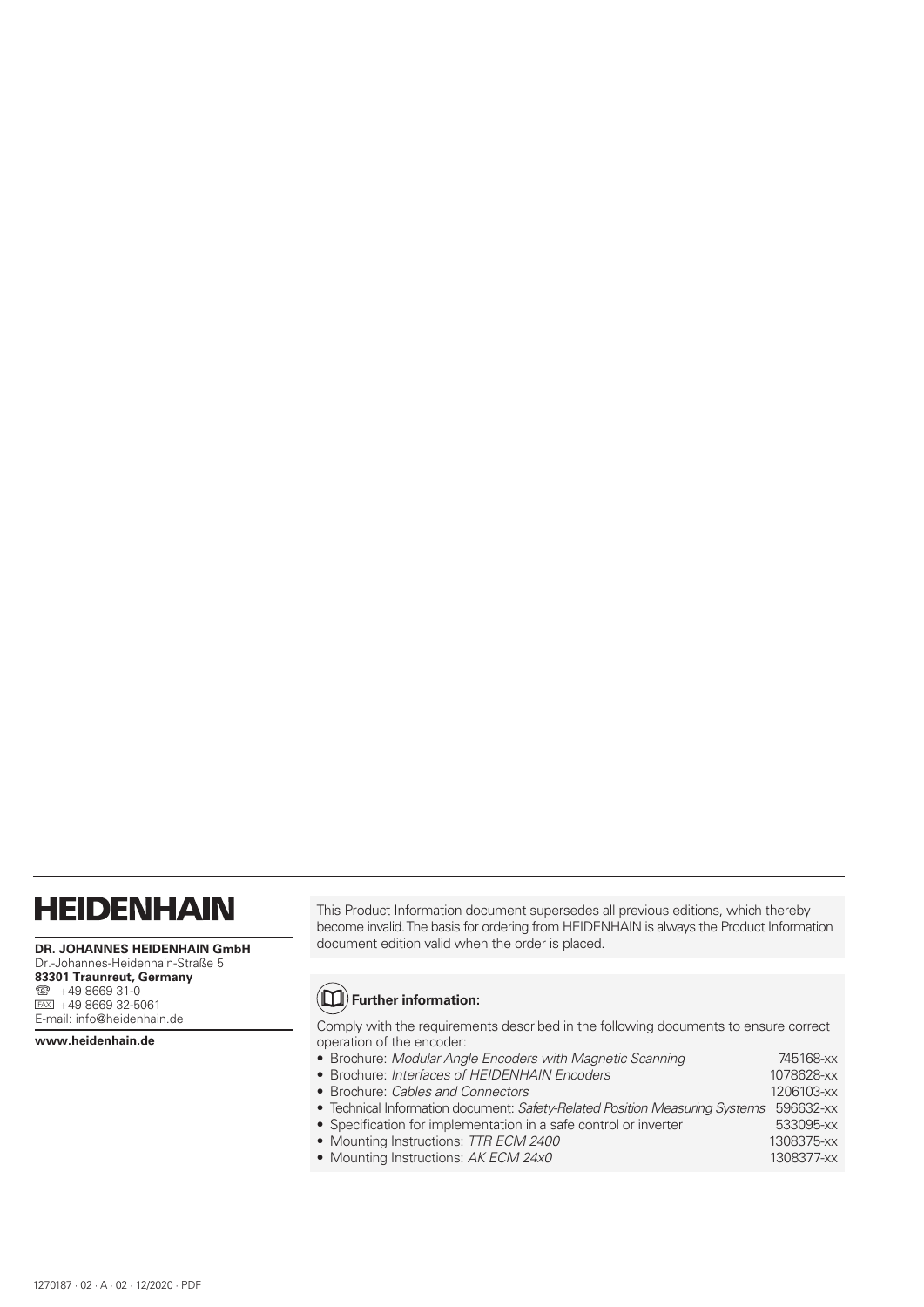**HEIDENHAIN**

**DR. JOHANNES HEIDENHAIN GmbH**
Dr.-Johannes-Heidenhain-Straße 5
**83301 Traunreut, Germany**
☎ +49 8669 31-0
FAX +49 8669 32-5061
E-mail: info@heidenhain.de

**www.heidenhain.de**

This Product Information document supersedes all previous editions, which thereby become invalid. The basis for ordering from HEIDENHAIN is always the Product Information document edition valid when the order is placed.

**Further information:**

Comply with the requirements described in the following documents to ensure correct operation of the encoder:

- Brochure: *Modular Angle Encoders with Magnetic Scanning* 745168-xx
- Brochure: *Interfaces of HEIDENHAIN Encoders* 1078628-xx
- Brochure: *Cables and Connectors* 1206103-xx
- Technical Information document: *Safety-Related Position Measuring Systems* 596632-xx
- Specification for implementation in a safe control or inverter 533095-xx
- Mounting Instructions: *TTR ECM 2400* 1308375-xx
- Mounting Instructions: *AK ECM 24x0* 1308377-xx

1270187 · 02 · A · 02 · 12/2020 · PDF